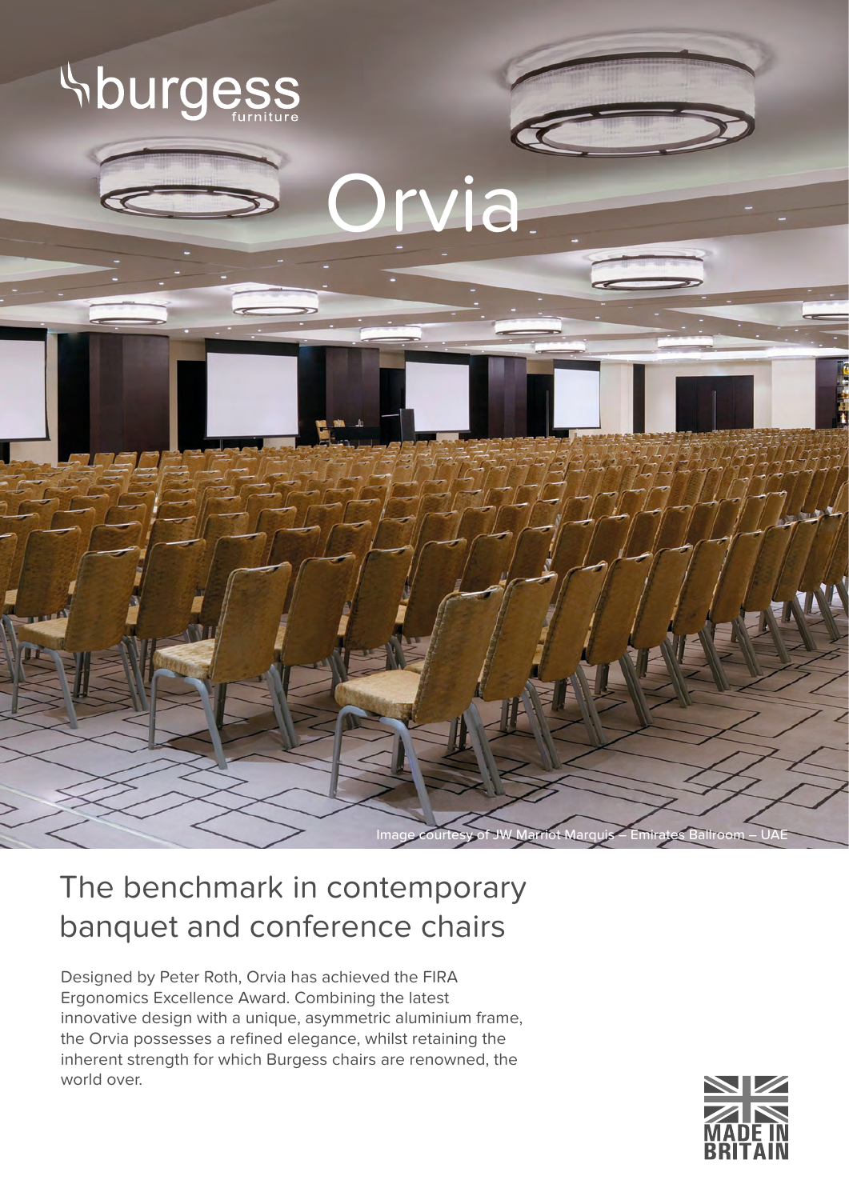burgess furniture

# Orvia

Image courtesy of JW Marriot Marquis – Emirates Ballroom – UAE

## The benchmark in contemporary banquet and conference chairs

Designed by Peter Roth, Orvia has achieved the FIRA Ergonomics Excellence Award. Combining the latest innovative design with a unique, asymmetric aluminium frame, the Orvia possesses a refined elegance, whilst retaining the inherent strength for which Burgess chairs are renowned, the world over.

MADE IN BRITAIN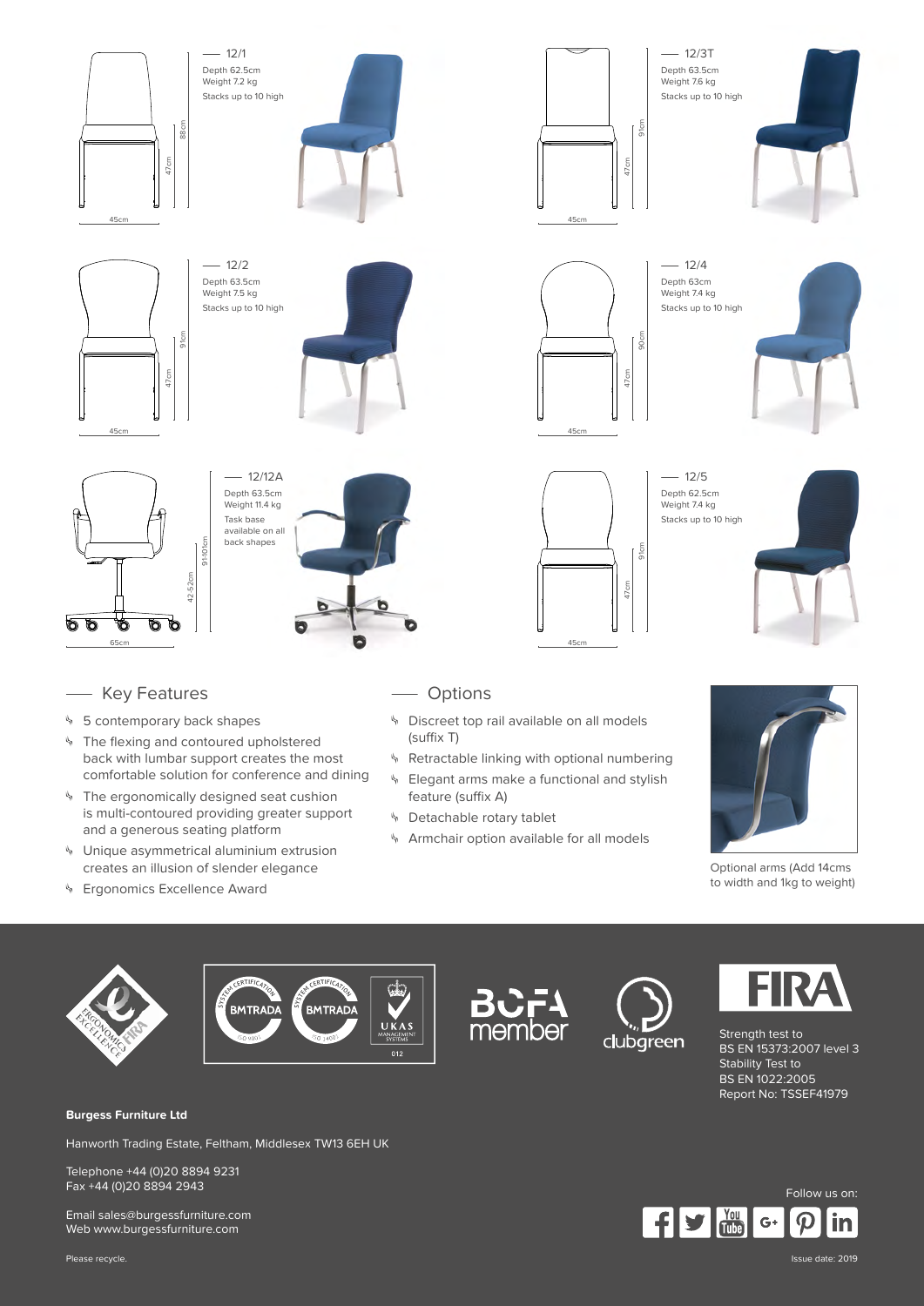## 12/1

Depth 62.5cm
Weight 7.2 kg
Stacks up to 10 high

45cm
47cm
88cm

## 12/3T

Depth 63.5cm
Weight 7.6 kg
Stacks up to 10 high

45cm
47cm
91cm

## 12/2

Depth 63.5cm
Weight 7.5 kg
Stacks up to 10 high

45cm
47cm
91cm

## 12/4

Depth 63cm
Weight 7.4 kg
Stacks up to 10 high

45cm
47cm
90cm

## 12/12A

Depth 63.5cm
Weight 11.4 kg
Task base available on all back shapes

65cm
42-52cm
91-101cm

## 12/5

Depth 62.5cm
Weight 7.4 kg
Stacks up to 10 high

45cm
47cm
91cm

## Key Features

- 5 contemporary back shapes
- The flexing and contoured upholstered back with lumbar support creates the most comfortable solution for conference and dining
- The ergonomically designed seat cushion is multi-contoured providing greater support and a generous seating platform
- Unique asymmetrical aluminium extrusion creates an illusion of slender elegance
- Ergonomics Excellence Award

## Options

- Discreet top rail available on all models (suffix T)
- Retractable linking with optional numbering
- Elegant arms make a functional and stylish feature (suffix A)
- Detachable rotary tablet
- Armchair option available for all models

Optional arms (Add 14cms to width and 1kg to weight)

Ergonomics Excellence FIRA

BMTRADA System Certification ISO 9001 · BMTRADA System Certification ISO 14001 · UKAS Management Systems 012

BCFA member

clubgreen

FIRA

Strength test to BS EN 15373:2007 level 3
Stability Test to BS EN 1022:2005
Report No: TSSEF41979

**Burgess Furniture Ltd**

Hanworth Trading Estate, Feltham, Middlesex TW13 6EH UK

Telephone +44 (0)20 8894 9231
Fax +44 (0)20 8894 2943

Email sales@burgessfurniture.com
Web www.burgessfurniture.com

Follow us on:

Please recycle.

Issue date: 2019